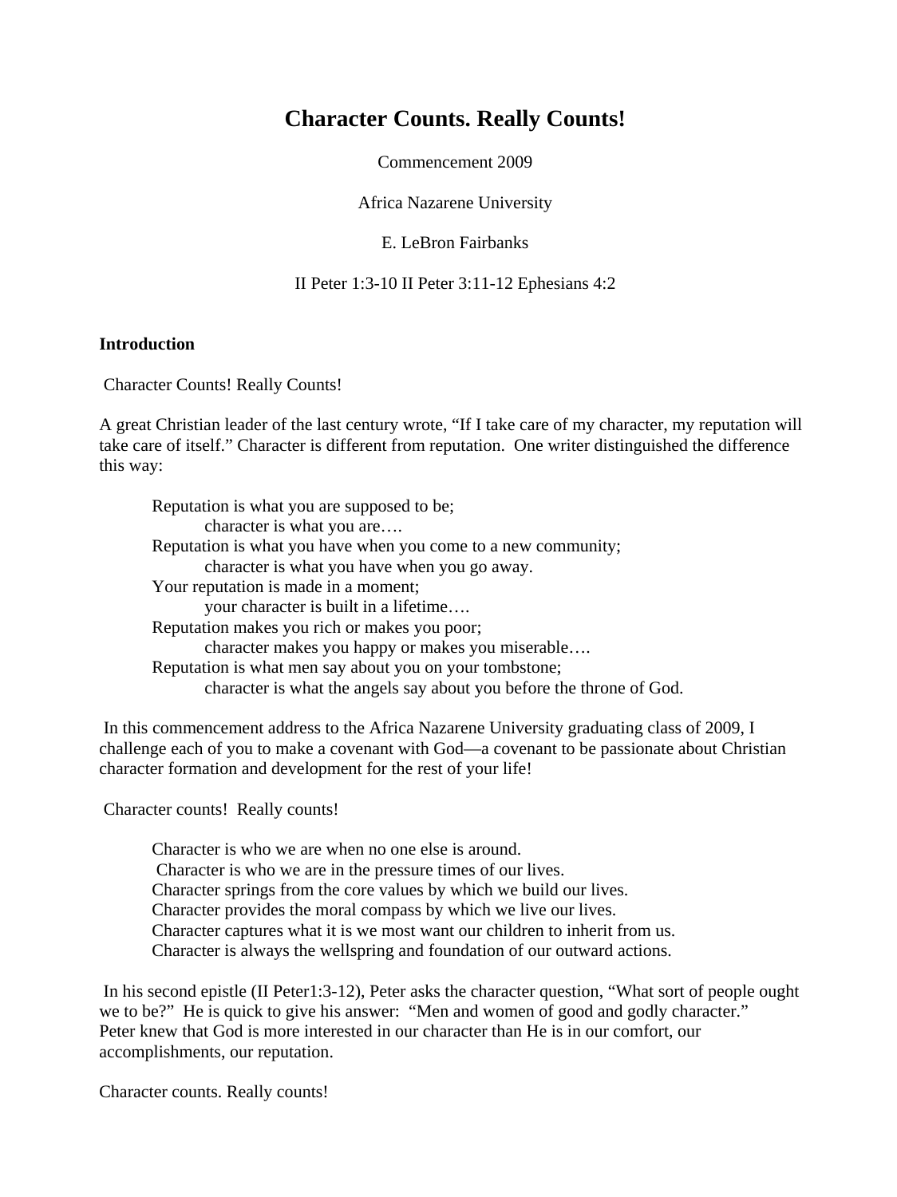# Character Counts. Really Counts!

Commencement 2009

Africa Nazarene University

E. LeBron Fairbanks

II Peter 1:3-10 II Peter 3:11-12 Ephesians 4:2

**Introduction**

Character Counts! Really Counts!

A great Christian leader of the last century wrote, "If I take care of my character, my reputation will take care of itself." Character is different from reputation. One writer distinguished the difference this way:

> Reputation is what you are supposed to be;
> character is what you are….
> Reputation is what you have when you come to a new community;
> character is what you have when you go away.
> Your reputation is made in a moment;
> your character is built in a lifetime….
> Reputation makes you rich or makes you poor;
> character makes you happy or makes you miserable….
> Reputation is what men say about you on your tombstone;
> character is what the angels say about you before the throne of God.

In this commencement address to the Africa Nazarene University graduating class of 2009, I challenge each of you to make a covenant with God—a covenant to be passionate about Christian character formation and development for the rest of your life!

Character counts! Really counts!

> Character is who we are when no one else is around.
> Character is who we are in the pressure times of our lives.
> Character springs from the core values by which we build our lives.
> Character provides the moral compass by which we live our lives.
> Character captures what it is we most want our children to inherit from us.
> Character is always the wellspring and foundation of our outward actions.

In his second epistle (II Peter1:3-12), Peter asks the character question, "What sort of people ought we to be?" He is quick to give his answer: "Men and women of good and godly character." Peter knew that God is more interested in our character than He is in our comfort, our accomplishments, our reputation.

Character counts. Really counts!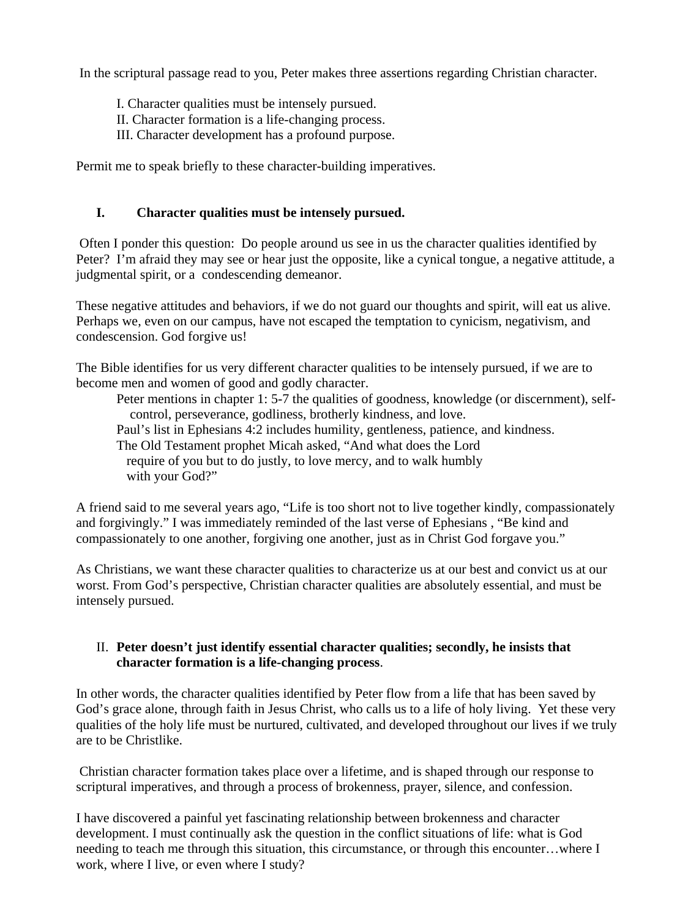In the scriptural passage read to you, Peter makes three assertions regarding Christian character.

> I. Character qualities must be intensely pursued.
> II. Character formation is a life-changing process.
> III. Character development has a profound purpose.

Permit me to speak briefly to these character-building imperatives.

## I. Character qualities must be intensely pursued.

Often I ponder this question: Do people around us see in us the character qualities identified by Peter? I'm afraid they may see or hear just the opposite, like a cynical tongue, a negative attitude, a judgmental spirit, or a condescending demeanor.

These negative attitudes and behaviors, if we do not guard our thoughts and spirit, will eat us alive. Perhaps we, even on our campus, have not escaped the temptation to cynicism, negativism, and condescension. God forgive us!

The Bible identifies for us very different character qualities to be intensely pursued, if we are to become men and women of good and godly character.

> Peter mentions in chapter 1: 5-7 the qualities of goodness, knowledge (or discernment), self-control, perseverance, godliness, brotherly kindness, and love.
> Paul's list in Ephesians 4:2 includes humility, gentleness, patience, and kindness.
> The Old Testament prophet Micah asked, "And what does the Lord require of you but to do justly, to love mercy, and to walk humbly with your God?"

A friend said to me several years ago, "Life is too short not to live together kindly, compassionately and forgivingly." I was immediately reminded of the last verse of Ephesians , "Be kind and compassionately to one another, forgiving one another, just as in Christ God forgave you."

As Christians, we want these character qualities to characterize us at our best and convict us at our worst. From God's perspective, Christian character qualities are absolutely essential, and must be intensely pursued.

## II. Peter doesn't just identify essential character qualities; secondly, he insists that character formation is a life-changing process.

In other words, the character qualities identified by Peter flow from a life that has been saved by God's grace alone, through faith in Jesus Christ, who calls us to a life of holy living. Yet these very qualities of the holy life must be nurtured, cultivated, and developed throughout our lives if we truly are to be Christlike.

Christian character formation takes place over a lifetime, and is shaped through our response to scriptural imperatives, and through a process of brokenness, prayer, silence, and confession.

I have discovered a painful yet fascinating relationship between brokenness and character development. I must continually ask the question in the conflict situations of life: what is God needing to teach me through this situation, this circumstance, or through this encounter…where I work, where I live, or even where I study?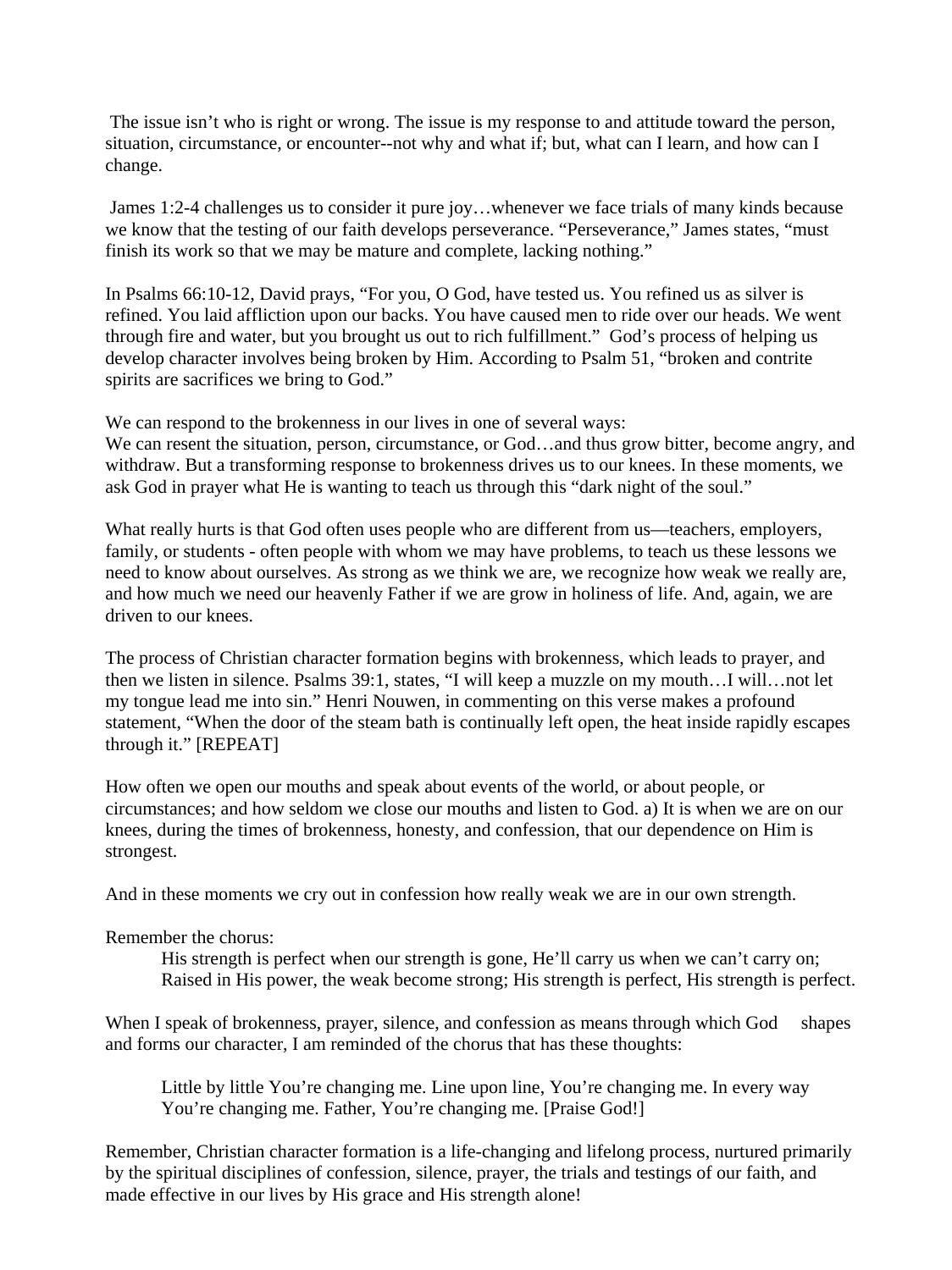The issue isn't who is right or wrong. The issue is my response to and attitude toward the person, situation, circumstance, or encounter--not why and what if; but, what can I learn, and how can I change.

James 1:2-4 challenges us to consider it pure joy…whenever we face trials of many kinds because we know that the testing of our faith develops perseverance. "Perseverance," James states, "must finish its work so that we may be mature and complete, lacking nothing."

In Psalms 66:10-12, David prays, "For you, O God, have tested us. You refined us as silver is refined. You laid affliction upon our backs. You have caused men to ride over our heads. We went through fire and water, but you brought us out to rich fulfillment." God's process of helping us develop character involves being broken by Him. According to Psalm 51, "broken and contrite spirits are sacrifices we bring to God."

We can respond to the brokenness in our lives in one of several ways:
We can resent the situation, person, circumstance, or God…and thus grow bitter, become angry, and withdraw. But a transforming response to brokenness drives us to our knees. In these moments, we ask God in prayer what He is wanting to teach us through this "dark night of the soul."

What really hurts is that God often uses people who are different from us—teachers, employers, family, or students - often people with whom we may have problems, to teach us these lessons we need to know about ourselves. As strong as we think we are, we recognize how weak we really are, and how much we need our heavenly Father if we are grow in holiness of life. And, again, we are driven to our knees.

The process of Christian character formation begins with brokenness, which leads to prayer, and then we listen in silence. Psalms 39:1, states, "I will keep a muzzle on my mouth…I will…not let my tongue lead me into sin." Henri Nouwen, in commenting on this verse makes a profound statement, "When the door of the steam bath is continually left open, the heat inside rapidly escapes through it." [REPEAT]

How often we open our mouths and speak about events of the world, or about people, or circumstances; and how seldom we close our mouths and listen to God. a) It is when we are on our knees, during the times of brokenness, honesty, and confession, that our dependence on Him is strongest.

And in these moments we cry out in confession how really weak we are in our own strength.

Remember the chorus:

> His strength is perfect when our strength is gone, He'll carry us when we can't carry on;
> Raised in His power, the weak become strong; His strength is perfect, His strength is perfect.

When I speak of brokenness, prayer, silence, and confession as means through which God shapes and forms our character, I am reminded of the chorus that has these thoughts:

> Little by little You're changing me. Line upon line, You're changing me. In every way You're changing me. Father, You're changing me. [Praise God!]

Remember, Christian character formation is a life-changing and lifelong process, nurtured primarily by the spiritual disciplines of confession, silence, prayer, the trials and testings of our faith, and made effective in our lives by His grace and His strength alone!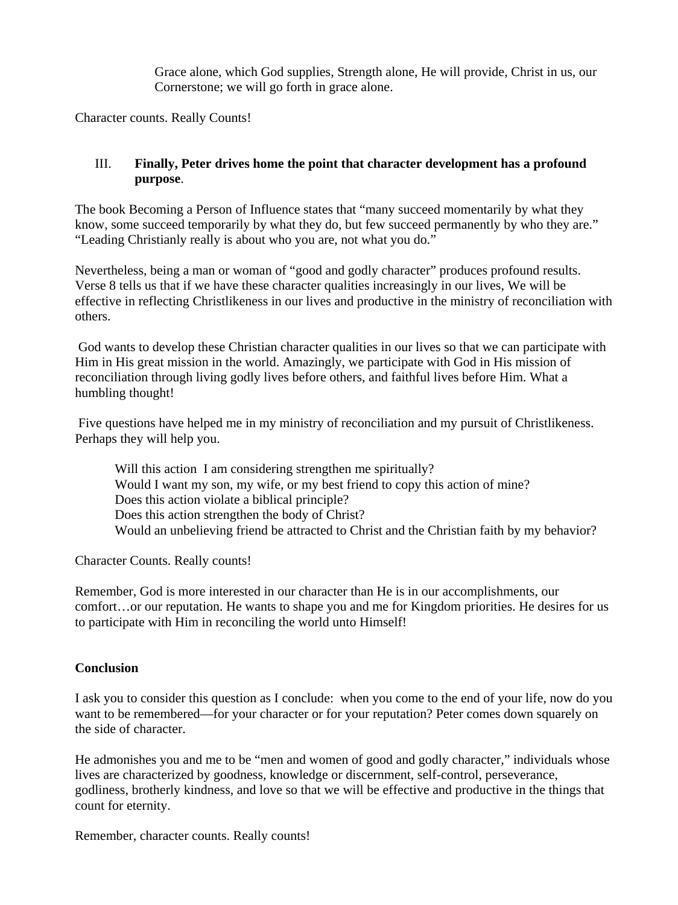> Grace alone, which God supplies, Strength alone, He will provide, Christ in us, our Cornerstone; we will go forth in grace alone.

Character counts. Really Counts!

III. **Finally, Peter drives home the point that character development has a profound purpose**.

The book Becoming a Person of Influence states that "many succeed momentarily by what they know, some succeed temporarily by what they do, but few succeed permanently by who they are." "Leading Christianly really is about who you are, not what you do."

Nevertheless, being a man or woman of "good and godly character" produces profound results. Verse 8 tells us that if we have these character qualities increasingly in our lives, We will be effective in reflecting Christlikeness in our lives and productive in the ministry of reconciliation with others.

God wants to develop these Christian character qualities in our lives so that we can participate with Him in His great mission in the world. Amazingly, we participate with God in His mission of reconciliation through living godly lives before others, and faithful lives before Him. What a humbling thought!

Five questions have helped me in my ministry of reconciliation and my pursuit of Christlikeness. Perhaps they will help you.

> Will this action I am considering strengthen me spiritually?
> Would I want my son, my wife, or my best friend to copy this action of mine?
> Does this action violate a biblical principle?
> Does this action strengthen the body of Christ?
> Would an unbelieving friend be attracted to Christ and the Christian faith by my behavior?

Character Counts. Really counts!

Remember, God is more interested in our character than He is in our accomplishments, our comfort…or our reputation. He wants to shape you and me for Kingdom priorities. He desires for us to participate with Him in reconciling the world unto Himself!

**Conclusion**

I ask you to consider this question as I conclude: when you come to the end of your life, now do you want to be remembered—for your character or for your reputation? Peter comes down squarely on the side of character.

He admonishes you and me to be "men and women of good and godly character," individuals whose lives are characterized by goodness, knowledge or discernment, self-control, perseverance, godliness, brotherly kindness, and love so that we will be effective and productive in the things that count for eternity.

Remember, character counts. Really counts!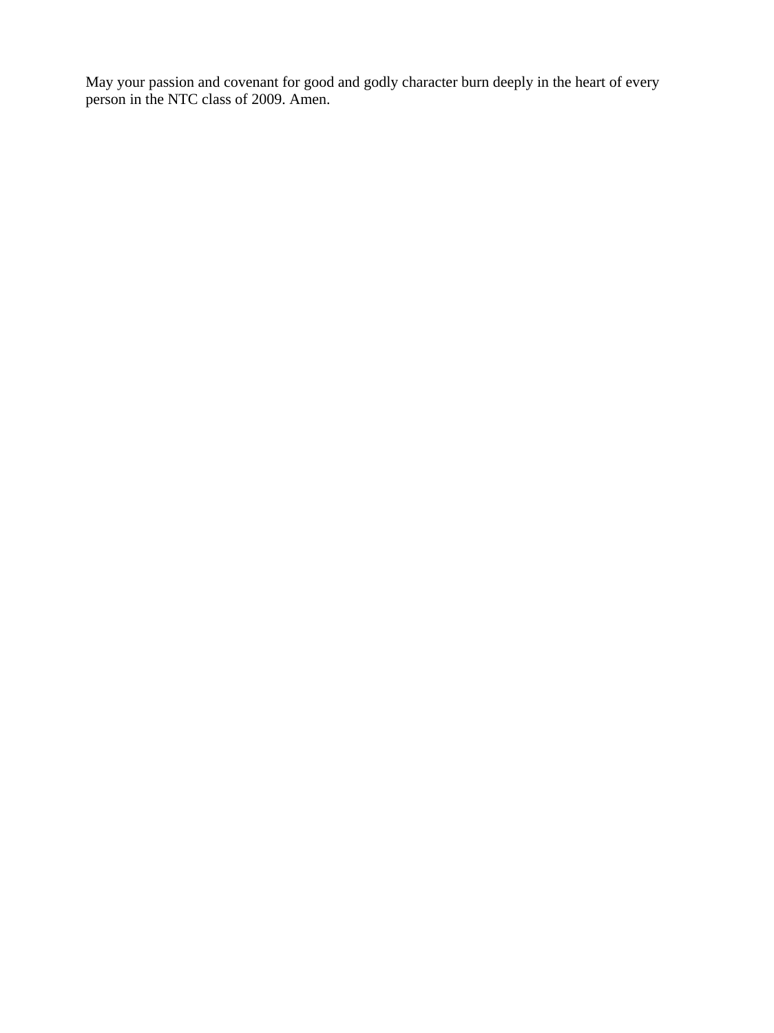May your passion and covenant for good and godly character burn deeply in the heart of every person in the NTC class of 2009. Amen.